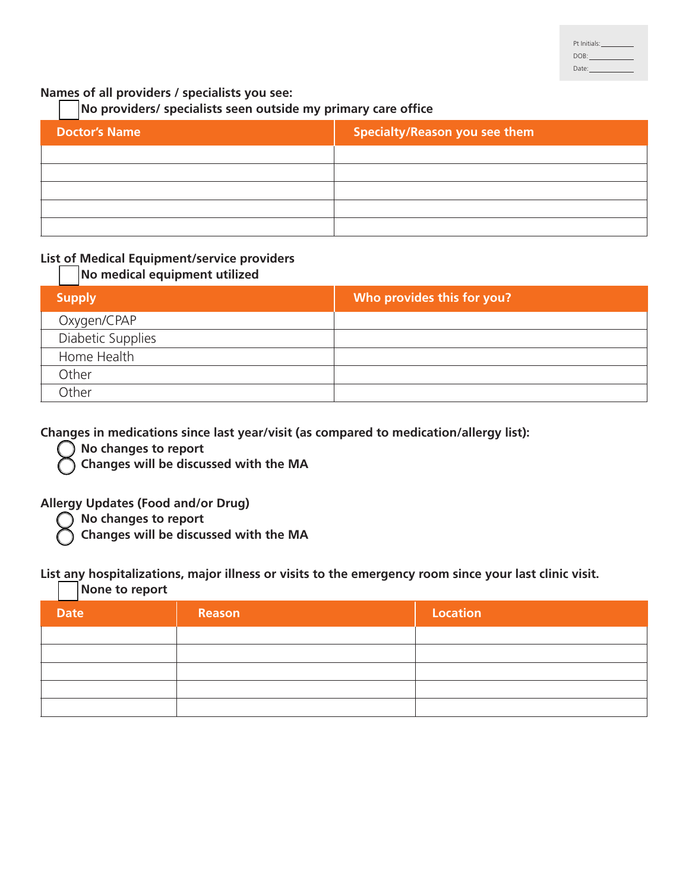Pt Initials: ________
DOB: ________
Date: ________

**Names of all providers / specialists you see:**

☐ **No providers/ specialists seen outside my primary care office**

| Doctor's Name | Specialty/Reason you see them |
|---|---|
| | |
| | |
| | |
| | |
| | |

**List of Medical Equipment/service providers**

☐ **No medical equipment utilized**

| Supply | Who provides this for you? |
|---|---|
| Oxygen/CPAP | |
| Diabetic Supplies | |
| Home Health | |
| Other | |
| Other | |

**Changes in medications since last year/visit (as compared to medication/allergy list):**

◯ **No changes to report**
◯ **Changes will be discussed with the MA**

**Allergy Updates (Food and/or Drug)**

◯ **No changes to report**
◯ **Changes will be discussed with the MA**

**List any hospitalizations, major illness or visits to the emergency room since your last clinic visit.**

☐ **None to report**

| Date | Reason | Location |
|---|---|---|
| | | |
| | | |
| | | |
| | | |
| | | |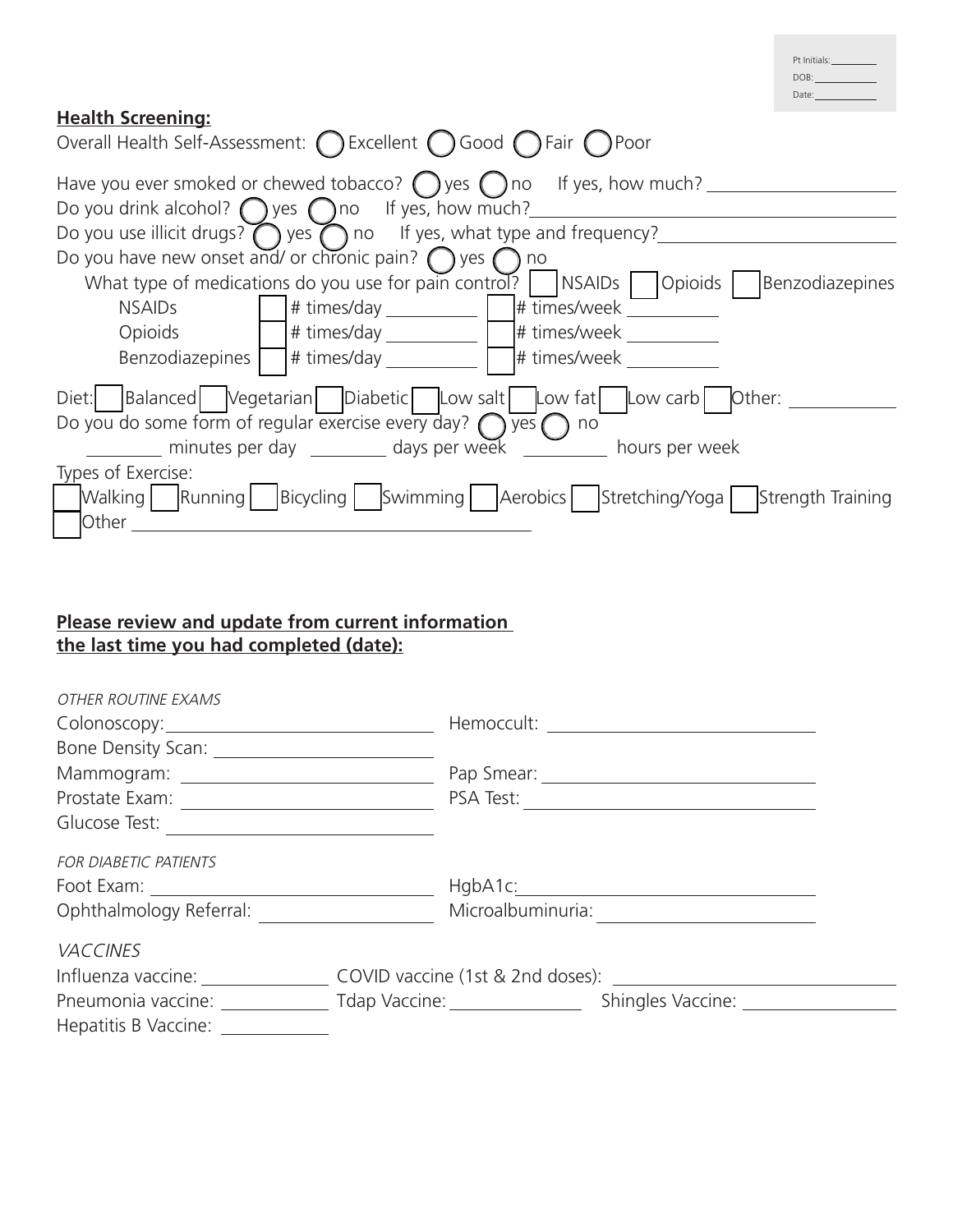Pt Initials: ________
DOB: ________
Date: ________

**Health Screening:**

Overall Health Self-Assessment: ◯ Excellent ◯ Good ◯ Fair ◯ Poor

Have you ever smoked or chewed tobacco? ◯ yes ◯ no If yes, how much? ____________

Do you drink alcohol? ◯ yes ◯ no If yes, how much? ____________

Do you use illicit drugs? ◯ yes ◯ no If yes, what type and frequency? ____________

Do you have new onset and/ or chronic pain? ◯ yes ◯ no

What type of medications do you use for pain control? ☐ NSAIDs ☐ Opioids ☐ Benzodiazepines

| | | |
|---|---|---|
| NSAIDs | ☐ # times/day ________ | ☐ # times/week ________ |
| Opioids | ☐ # times/day ________ | ☐ # times/week ________ |
| Benzodiazepines | ☐ # times/day ________ | ☐ # times/week ________ |

Diet: ☐ Balanced ☐ Vegetarian ☐ Diabetic ☐ Low salt ☐ Low fat ☐ Low carb ☐ Other: ________

Do you do some form of regular exercise every day? ◯ yes ◯ no

________ minutes per day ________ days per week ________ hours per week

Types of Exercise:

☐ Walking ☐ Running ☐ Bicycling ☐ Swimming ☐ Aerobics ☐ Stretching/Yoga ☐ Strength Training

☐ Other ____________

**Please review and update from current information the last time you had completed (date):**

*OTHER ROUTINE EXAMS*

Colonoscopy: ____________ Hemoccult: ____________

Bone Density Scan: ____________

Mammogram: ____________ Pap Smear: ____________

Prostate Exam: ____________ PSA Test: ____________

Glucose Test: ____________

*FOR DIABETIC PATIENTS*

Foot Exam: ____________ HgbA1c: ____________

Ophthalmology Referral: ____________ Microalbuminuria: ____________

*VACCINES*

Influenza vaccine: ________ COVID vaccine (1st & 2nd doses): ____________

Pneumonia vaccine: ________ Tdap Vaccine: ________ Shingles Vaccine: ________

Hepatitis B Vaccine: ________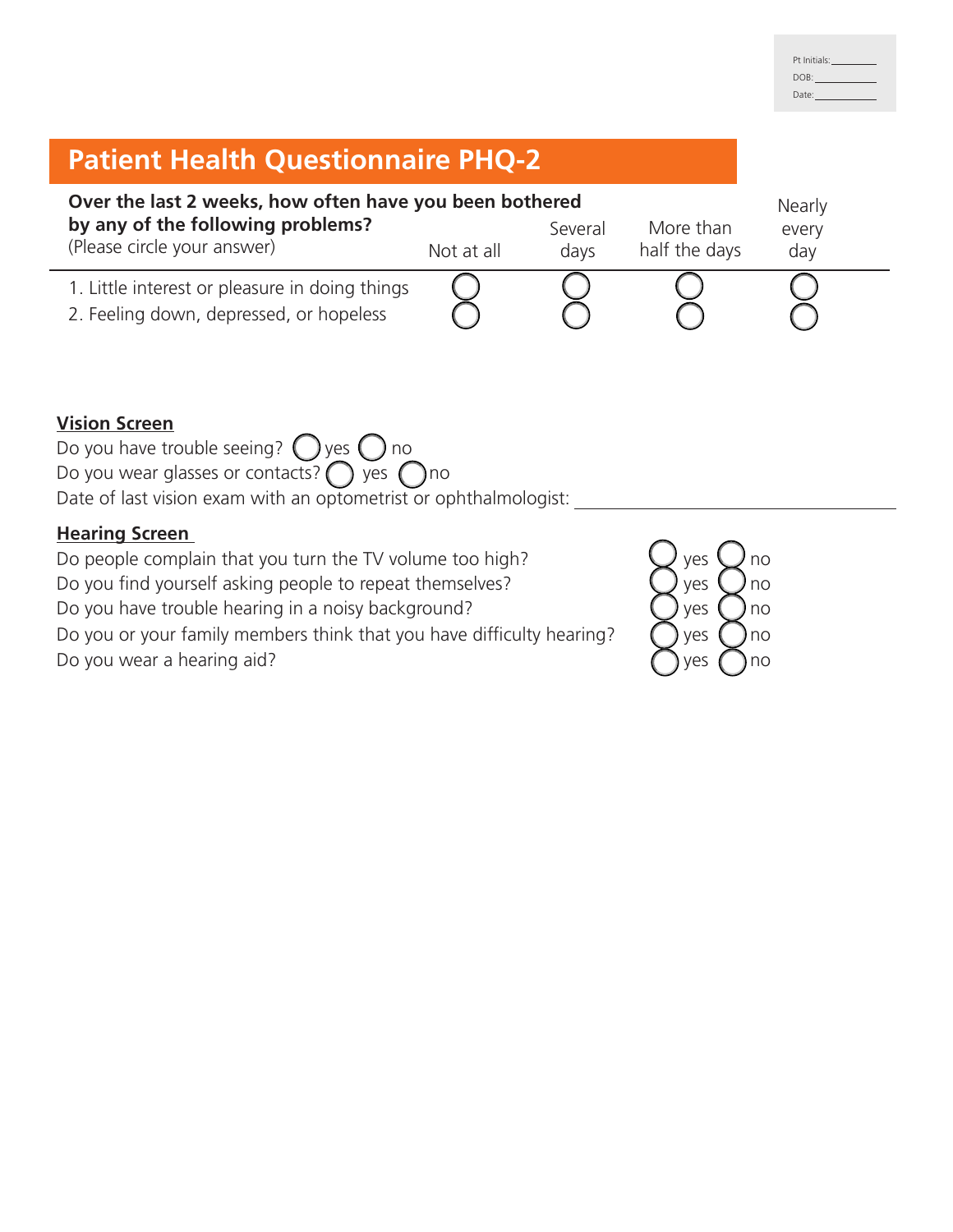Pt Initials: ________
DOB: ________
Date: ________

# Patient Health Questionnaire PHQ-2

| **Over the last 2 weeks, how often have you been bothered by any of the following problems?** (Please circle your answer) | Not at all | Several days | More than half the days | Nearly every day |
|---|---|---|---|---|
| 1. Little interest or pleasure in doing things | ◯ | ◯ | ◯ | ◯ |
| 2. Feeling down, depressed, or hopeless | ◯ | ◯ | ◯ | ◯ |

## Vision Screen

Do you have trouble seeing? ◯ yes ◯ no

Do you wear glasses or contacts? ◯ yes ◯ no

Date of last vision exam with an optometrist or ophthalmologist: ____________________

## Hearing Screen

| | | |
|---|---|---|
| Do people complain that you turn the TV volume too high? | ◯ yes | ◯ no |
| Do you find yourself asking people to repeat themselves? | ◯ yes | ◯ no |
| Do you have trouble hearing in a noisy background? | ◯ yes | ◯ no |
| Do you or your family members think that you have difficulty hearing? | ◯ yes | ◯ no |
| Do you wear a hearing aid? | ◯ yes | ◯ no |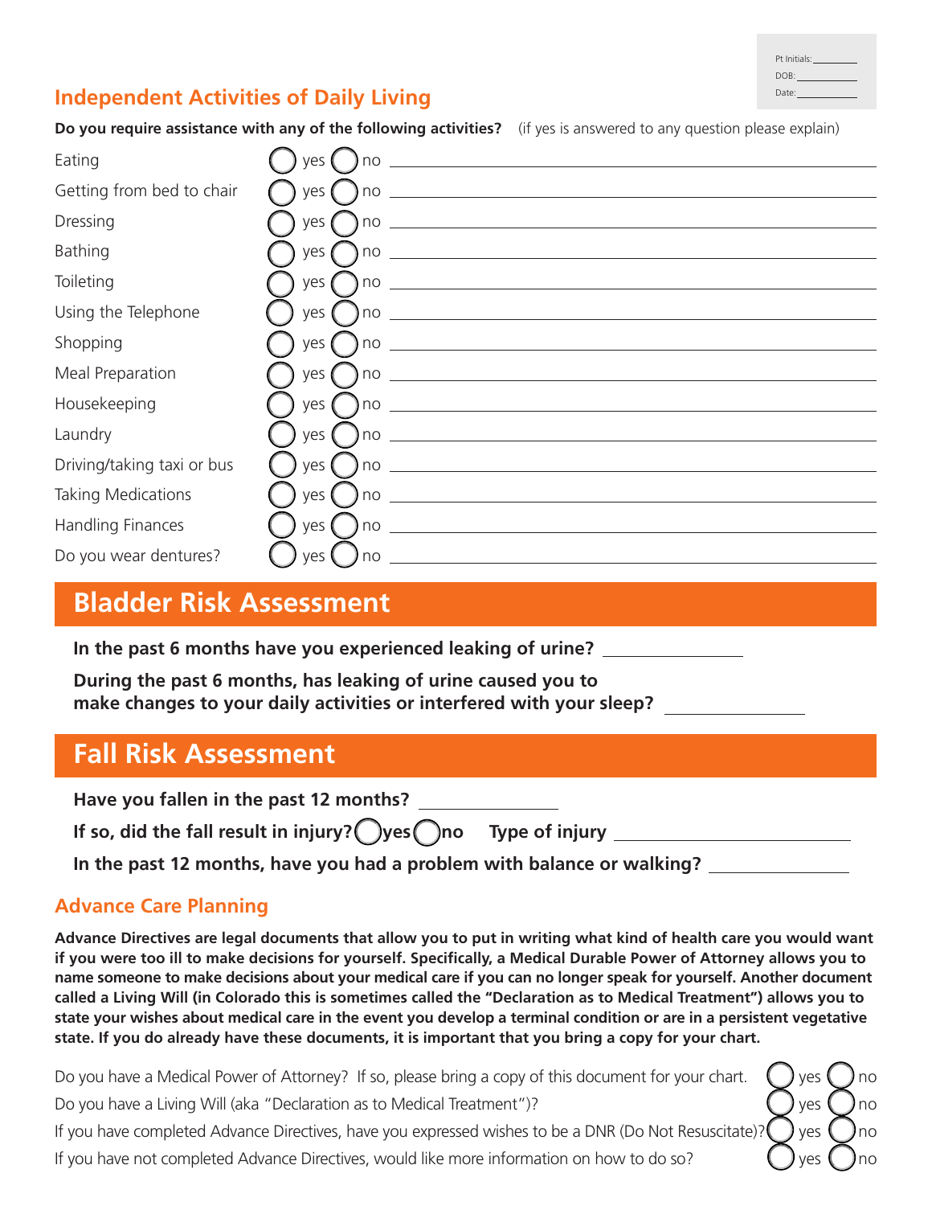Pt Initials: ________
DOB: ________
Date: ________

## Independent Activities of Daily Living

**Do you require assistance with any of the following activities?** (if yes is answered to any question please explain)

| Activity | Response | Explanation |
|---|---|---|
| Eating | ◯ yes ◯ no | ________ |
| Getting from bed to chair | ◯ yes ◯ no | ________ |
| Dressing | ◯ yes ◯ no | ________ |
| Bathing | ◯ yes ◯ no | ________ |
| Toileting | ◯ yes ◯ no | ________ |
| Using the Telephone | ◯ yes ◯ no | ________ |
| Shopping | ◯ yes ◯ no | ________ |
| Meal Preparation | ◯ yes ◯ no | ________ |
| Housekeeping | ◯ yes ◯ no | ________ |
| Laundry | ◯ yes ◯ no | ________ |
| Driving/taking taxi or bus | ◯ yes ◯ no | ________ |
| Taking Medications | ◯ yes ◯ no | ________ |
| Handling Finances | ◯ yes ◯ no | ________ |
| Do you wear dentures? | ◯ yes ◯ no | ________ |

## Bladder Risk Assessment

**In the past 6 months have you experienced leaking of urine?** ________

**During the past 6 months, has leaking of urine caused you to make changes to your daily activities or interfered with your sleep?** ________

## Fall Risk Assessment

**Have you fallen in the past 12 months?** ________

**If so, did the fall result in injury?** ◯ **yes** ◯ **no** **Type of injury** ________

**In the past 12 months, have you had a problem with balance or walking?** ________

## Advance Care Planning

**Advance Directives are legal documents that allow you to put in writing what kind of health care you would want if you were too ill to make decisions for yourself. Specifically, a Medical Durable Power of Attorney allows you to name someone to make decisions about your medical care if you can no longer speak for yourself. Another document called a Living Will (in Colorado this is sometimes called the "Declaration as to Medical Treatment") allows you to state your wishes about medical care in the event you develop a terminal condition or are in a persistent vegetative state. If you do already have these documents, it is important that you bring a copy for your chart.**

| Question | Response |
|---|---|
| Do you have a Medical Power of Attorney? If so, please bring a copy of this document for your chart. | ◯ yes ◯ no |
| Do you have a Living Will (aka "Declaration as to Medical Treatment")? | ◯ yes ◯ no |
| If you have completed Advance Directives, have you expressed wishes to be a DNR (Do Not Resuscitate)? | ◯ yes ◯ no |
| If you have not completed Advance Directives, would like more information on how to do so? | ◯ yes ◯ no |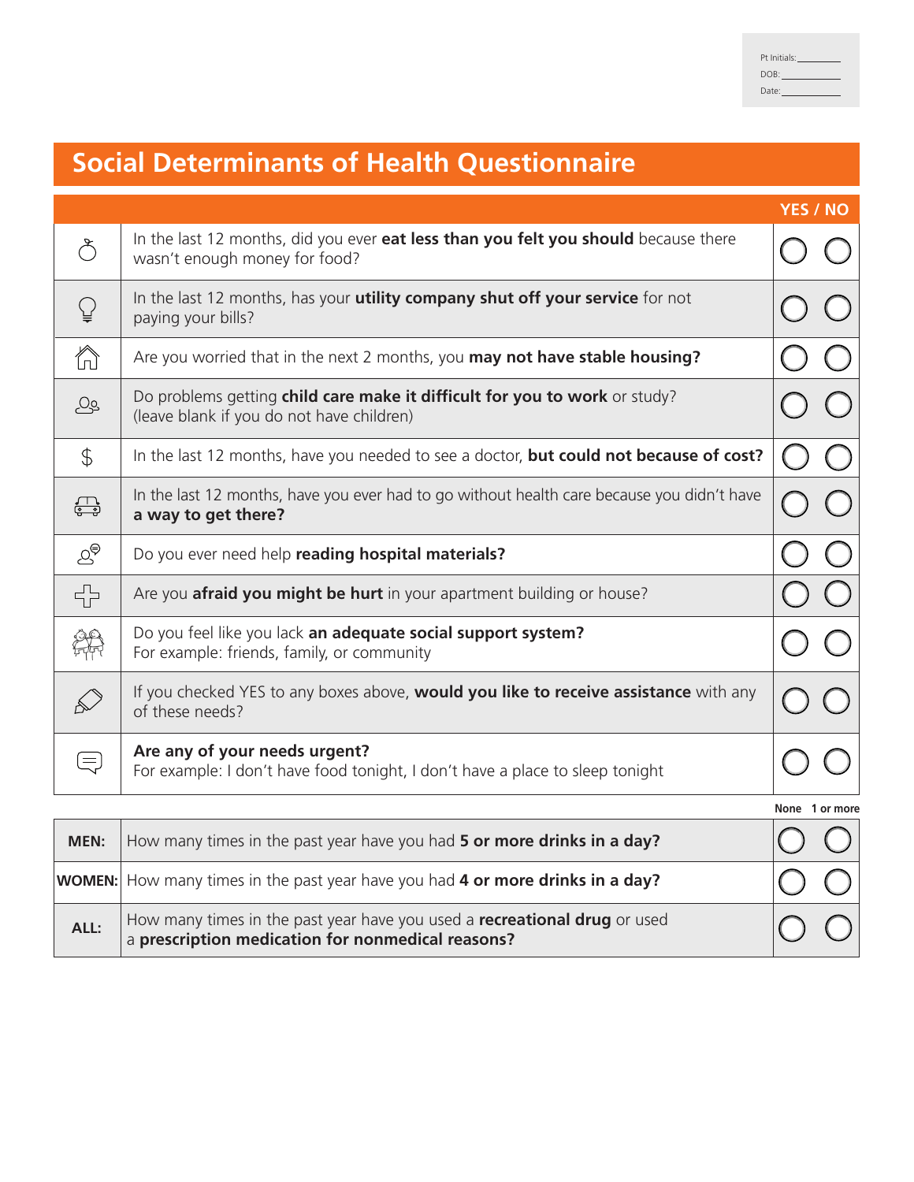Pt Initials: \_\_\_\_\_\_\_\_\_
DOB: \_\_\_\_\_\_\_\_\_
Date: \_\_\_\_\_\_\_\_\_

# Social Determinants of Health Questionnaire

| | YES | NO |
|---|---|---|
| In the last 12 months, did you ever **eat less than you felt you should** because there wasn't enough money for food? | ○ | ○ |
| In the last 12 months, has your **utility company shut off your service** for not paying your bills? | ○ | ○ |
| Are you worried that in the next 2 months, you **may not have stable housing?** | ○ | ○ |
| Do problems getting **child care make it difficult for you to work** or study? (leave blank if you do not have children) | ○ | ○ |
| In the last 12 months, have you needed to see a doctor, **but could not because of cost?** | ○ | ○ |
| In the last 12 months, have you ever had to go without health care because you didn't have **a way to get there?** | ○ | ○ |
| Do you ever need help **reading hospital materials?** | ○ | ○ |
| Are you **afraid you might be hurt** in your apartment building or house? | ○ | ○ |
| Do you feel like you lack **an adequate social support system?** For example: friends, family, or community | ○ | ○ |
| If you checked YES to any boxes above, **would you like to receive assistance** with any of these needs? | ○ | ○ |
| **Are any of your needs urgent?** For example: I don't have food tonight, I don't have a place to sleep tonight | ○ | ○ |

| | | None | 1 or more |
|---|---|---|---|
| **MEN:** | How many times in the past year have you had **5 or more drinks in a day?** | ○ | ○ |
| **WOMEN:** | How many times in the past year have you had **4 or more drinks in a day?** | ○ | ○ |
| **ALL:** | How many times in the past year have you used a **recreational drug** or used a **prescription medication for nonmedical reasons?** | ○ | ○ |